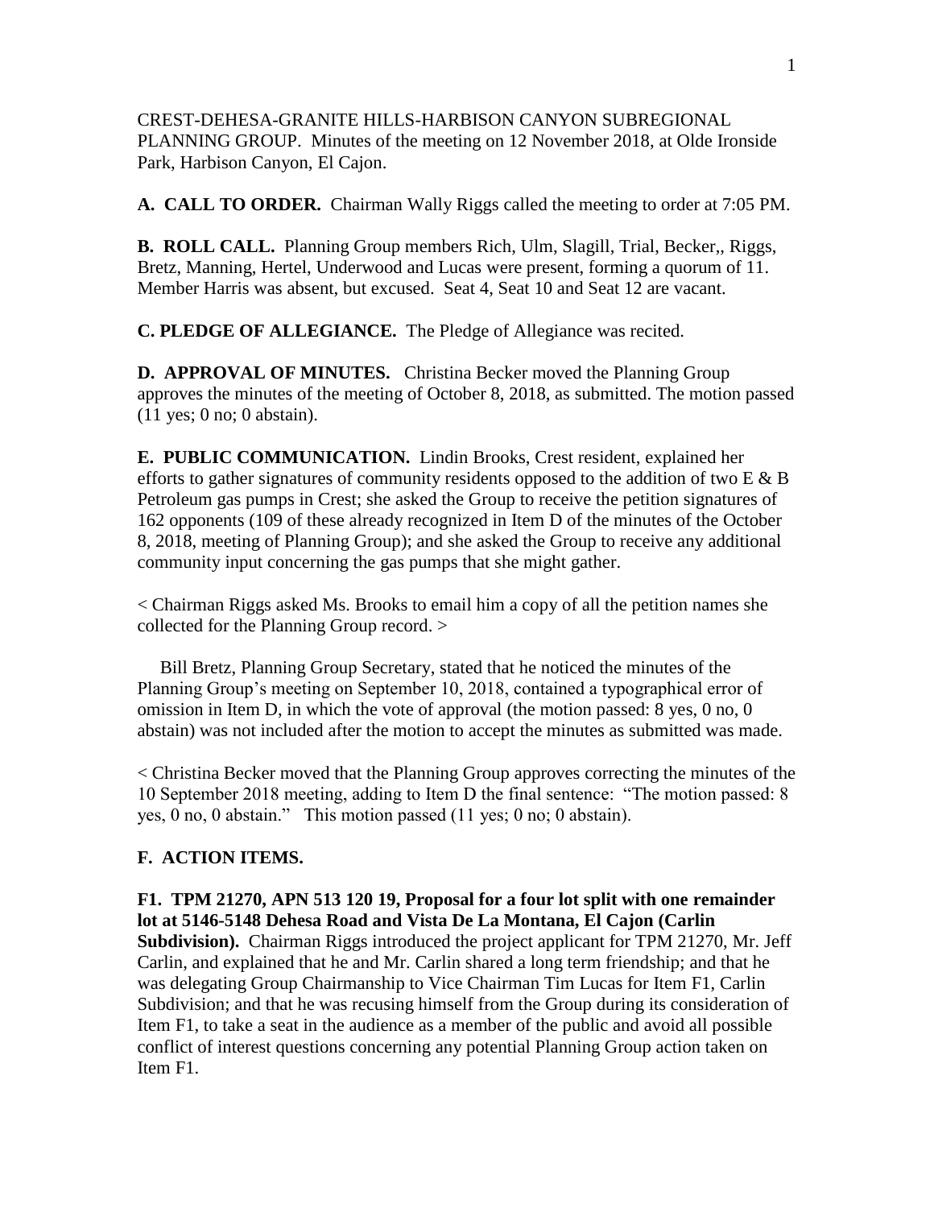CREST-DEHESA-GRANITE HILLS-HARBISON CANYON SUBREGIONAL PLANNING GROUP. Minutes of the meeting on 12 November 2018, at Olde Ironside Park, Harbison Canyon, El Cajon.

**A. CALL TO ORDER.** Chairman Wally Riggs called the meeting to order at 7:05 PM.

**B. ROLL CALL.** Planning Group members Rich, Ulm, Slagill, Trial, Becker,, Riggs, Bretz, Manning, Hertel, Underwood and Lucas were present, forming a quorum of 11. Member Harris was absent, but excused. Seat 4, Seat 10 and Seat 12 are vacant.

**C. PLEDGE OF ALLEGIANCE.** The Pledge of Allegiance was recited.

**D. APPROVAL OF MINUTES.** Christina Becker moved the Planning Group approves the minutes of the meeting of October 8, 2018, as submitted. The motion passed (11 yes; 0 no; 0 abstain).

**E. PUBLIC COMMUNICATION.** Lindin Brooks, Crest resident, explained her efforts to gather signatures of community residents opposed to the addition of two E & B Petroleum gas pumps in Crest; she asked the Group to receive the petition signatures of 162 opponents (109 of these already recognized in Item D of the minutes of the October 8, 2018, meeting of Planning Group); and she asked the Group to receive any additional community input concerning the gas pumps that she might gather.

< Chairman Riggs asked Ms. Brooks to email him a copy of all the petition names she collected for the Planning Group record. >

Bill Bretz, Planning Group Secretary, stated that he noticed the minutes of the Planning Group's meeting on September 10, 2018, contained a typographical error of omission in Item D, in which the vote of approval (the motion passed: 8 yes, 0 no, 0 abstain) was not included after the motion to accept the minutes as submitted was made.

< Christina Becker moved that the Planning Group approves correcting the minutes of the 10 September 2018 meeting, adding to Item D the final sentence: "The motion passed: 8 yes, 0 no, 0 abstain." This motion passed (11 yes; 0 no; 0 abstain).

**F. ACTION ITEMS.**

**F1. TPM 21270, APN 513 120 19, Proposal for a four lot split with one remainder lot at 5146-5148 Dehesa Road and Vista De La Montana, El Cajon (Carlin Subdivision).** Chairman Riggs introduced the project applicant for TPM 21270, Mr. Jeff Carlin, and explained that he and Mr. Carlin shared a long term friendship; and that he was delegating Group Chairmanship to Vice Chairman Tim Lucas for Item F1, Carlin Subdivision; and that he was recusing himself from the Group during its consideration of Item F1, to take a seat in the audience as a member of the public and avoid all possible conflict of interest questions concerning any potential Planning Group action taken on Item F1.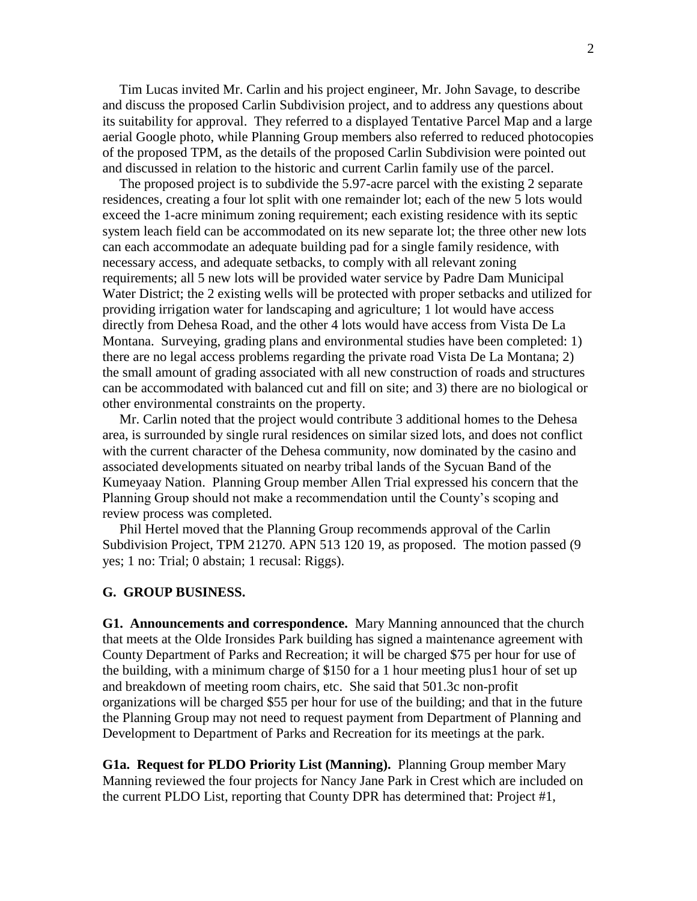Tim Lucas invited Mr. Carlin and his project engineer, Mr. John Savage, to describe and discuss the proposed Carlin Subdivision project, and to address any questions about its suitability for approval. They referred to a displayed Tentative Parcel Map and a large aerial Google photo, while Planning Group members also referred to reduced photocopies of the proposed TPM, as the details of the proposed Carlin Subdivision were pointed out and discussed in relation to the historic and current Carlin family use of the parcel.

The proposed project is to subdivide the 5.97-acre parcel with the existing 2 separate residences, creating a four lot split with one remainder lot; each of the new 5 lots would exceed the 1-acre minimum zoning requirement; each existing residence with its septic system leach field can be accommodated on its new separate lot; the three other new lots can each accommodate an adequate building pad for a single family residence, with necessary access, and adequate setbacks, to comply with all relevant zoning requirements; all 5 new lots will be provided water service by Padre Dam Municipal Water District; the 2 existing wells will be protected with proper setbacks and utilized for providing irrigation water for landscaping and agriculture; 1 lot would have access directly from Dehesa Road, and the other 4 lots would have access from Vista De La Montana. Surveying, grading plans and environmental studies have been completed: 1) there are no legal access problems regarding the private road Vista De La Montana; 2) the small amount of grading associated with all new construction of roads and structures can be accommodated with balanced cut and fill on site; and 3) there are no biological or other environmental constraints on the property.

Mr. Carlin noted that the project would contribute 3 additional homes to the Dehesa area, is surrounded by single rural residences on similar sized lots, and does not conflict with the current character of the Dehesa community, now dominated by the casino and associated developments situated on nearby tribal lands of the Sycuan Band of the Kumeyaay Nation. Planning Group member Allen Trial expressed his concern that the Planning Group should not make a recommendation until the County's scoping and review process was completed.

Phil Hertel moved that the Planning Group recommends approval of the Carlin Subdivision Project, TPM 21270. APN 513 120 19, as proposed. The motion passed (9 yes; 1 no: Trial; 0 abstain; 1 recusal: Riggs).

## G. GROUP BUSINESS.

**G1. Announcements and correspondence.** Mary Manning announced that the church that meets at the Olde Ironsides Park building has signed a maintenance agreement with County Department of Parks and Recreation; it will be charged $75 per hour for use of the building, with a minimum charge of $150 for a 1 hour meeting plus1 hour of set up and breakdown of meeting room chairs, etc. She said that 501.3c non-profit organizations will be charged $55 per hour for use of the building; and that in the future the Planning Group may not need to request payment from Department of Planning and Development to Department of Parks and Recreation for its meetings at the park.

**G1a. Request for PLDO Priority List (Manning).** Planning Group member Mary Manning reviewed the four projects for Nancy Jane Park in Crest which are included on the current PLDO List, reporting that County DPR has determined that: Project #1,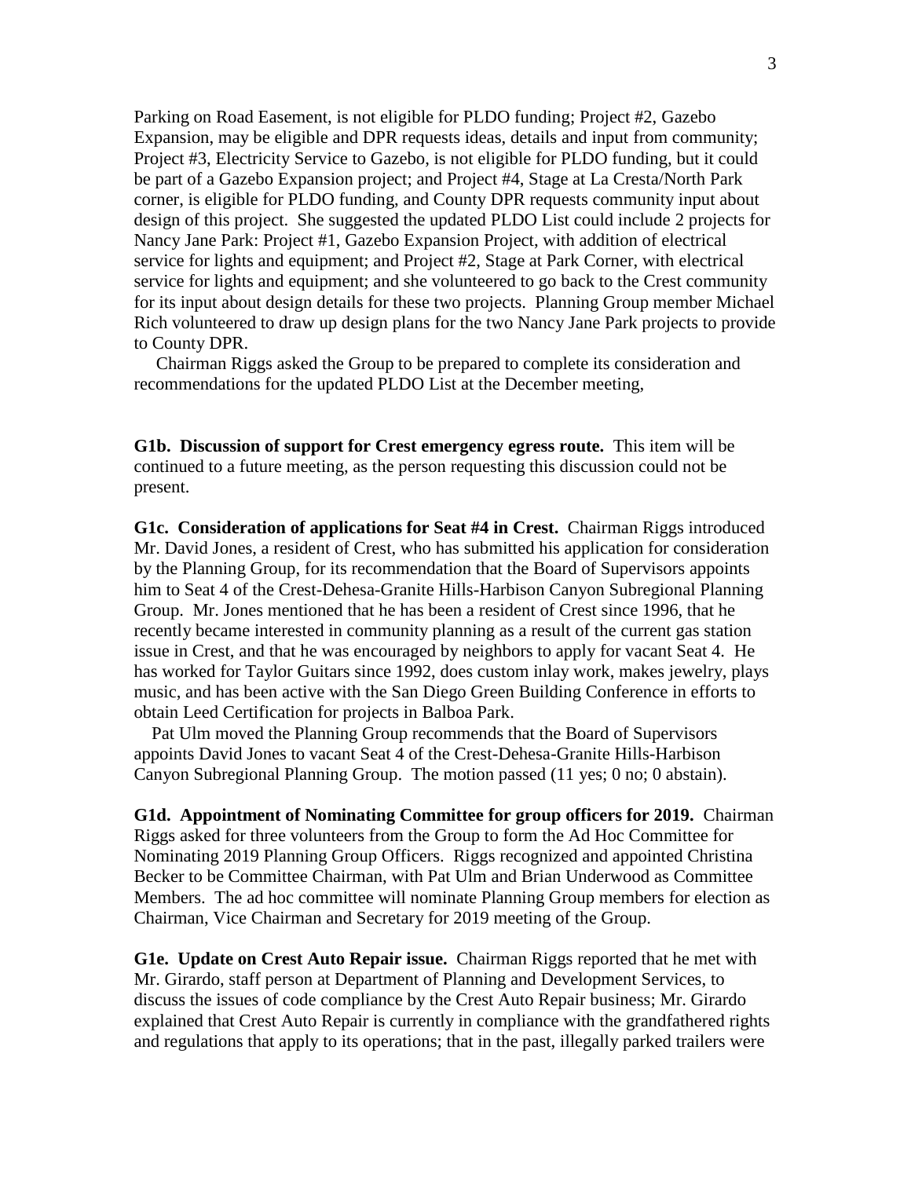Parking on Road Easement, is not eligible for PLDO funding; Project #2, Gazebo Expansion, may be eligible and DPR requests ideas, details and input from community; Project #3, Electricity Service to Gazebo, is not eligible for PLDO funding, but it could be part of a Gazebo Expansion project; and Project #4, Stage at La Cresta/North Park corner, is eligible for PLDO funding, and County DPR requests community input about design of this project. She suggested the updated PLDO List could include 2 projects for Nancy Jane Park: Project #1, Gazebo Expansion Project, with addition of electrical service for lights and equipment; and Project #2, Stage at Park Corner, with electrical service for lights and equipment; and she volunteered to go back to the Crest community for its input about design details for these two projects. Planning Group member Michael Rich volunteered to draw up design plans for the two Nancy Jane Park projects to provide to County DPR.

Chairman Riggs asked the Group to be prepared to complete its consideration and recommendations for the updated PLDO List at the December meeting,

**G1b. Discussion of support for Crest emergency egress route.** This item will be continued to a future meeting, as the person requesting this discussion could not be present.

**G1c. Consideration of applications for Seat #4 in Crest.** Chairman Riggs introduced Mr. David Jones, a resident of Crest, who has submitted his application for consideration by the Planning Group, for its recommendation that the Board of Supervisors appoints him to Seat 4 of the Crest-Dehesa-Granite Hills-Harbison Canyon Subregional Planning Group. Mr. Jones mentioned that he has been a resident of Crest since 1996, that he recently became interested in community planning as a result of the current gas station issue in Crest, and that he was encouraged by neighbors to apply for vacant Seat 4. He has worked for Taylor Guitars since 1992, does custom inlay work, makes jewelry, plays music, and has been active with the San Diego Green Building Conference in efforts to obtain Leed Certification for projects in Balboa Park.

Pat Ulm moved the Planning Group recommends that the Board of Supervisors appoints David Jones to vacant Seat 4 of the Crest-Dehesa-Granite Hills-Harbison Canyon Subregional Planning Group. The motion passed (11 yes; 0 no; 0 abstain).

**G1d. Appointment of Nominating Committee for group officers for 2019.** Chairman Riggs asked for three volunteers from the Group to form the Ad Hoc Committee for Nominating 2019 Planning Group Officers. Riggs recognized and appointed Christina Becker to be Committee Chairman, with Pat Ulm and Brian Underwood as Committee Members. The ad hoc committee will nominate Planning Group members for election as Chairman, Vice Chairman and Secretary for 2019 meeting of the Group.

**G1e. Update on Crest Auto Repair issue.** Chairman Riggs reported that he met with Mr. Girardo, staff person at Department of Planning and Development Services, to discuss the issues of code compliance by the Crest Auto Repair business; Mr. Girardo explained that Crest Auto Repair is currently in compliance with the grandfathered rights and regulations that apply to its operations; that in the past, illegally parked trailers were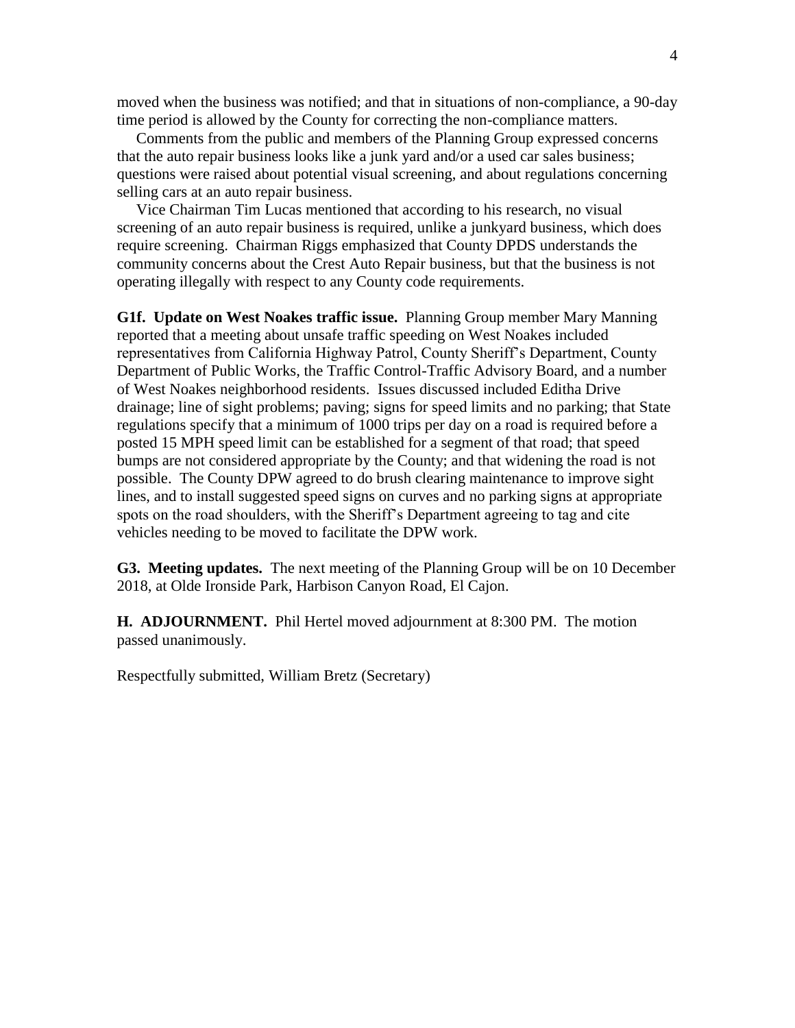moved when the business was notified; and that in situations of non-compliance, a 90-day time period is allowed by the County for correcting the non-compliance matters.

Comments from the public and members of the Planning Group expressed concerns that the auto repair business looks like a junk yard and/or a used car sales business; questions were raised about potential visual screening, and about regulations concerning selling cars at an auto repair business.

Vice Chairman Tim Lucas mentioned that according to his research, no visual screening of an auto repair business is required, unlike a junkyard business, which does require screening. Chairman Riggs emphasized that County DPDS understands the community concerns about the Crest Auto Repair business, but that the business is not operating illegally with respect to any County code requirements.

**G1f. Update on West Noakes traffic issue.** Planning Group member Mary Manning reported that a meeting about unsafe traffic speeding on West Noakes included representatives from California Highway Patrol, County Sheriff's Department, County Department of Public Works, the Traffic Control-Traffic Advisory Board, and a number of West Noakes neighborhood residents. Issues discussed included Editha Drive drainage; line of sight problems; paving; signs for speed limits and no parking; that State regulations specify that a minimum of 1000 trips per day on a road is required before a posted 15 MPH speed limit can be established for a segment of that road; that speed bumps are not considered appropriate by the County; and that widening the road is not possible. The County DPW agreed to do brush clearing maintenance to improve sight lines, and to install suggested speed signs on curves and no parking signs at appropriate spots on the road shoulders, with the Sheriff's Department agreeing to tag and cite vehicles needing to be moved to facilitate the DPW work.

**G3. Meeting updates.** The next meeting of the Planning Group will be on 10 December 2018, at Olde Ironside Park, Harbison Canyon Road, El Cajon.

**H. ADJOURNMENT.** Phil Hertel moved adjournment at 8:300 PM. The motion passed unanimously.

Respectfully submitted, William Bretz (Secretary)